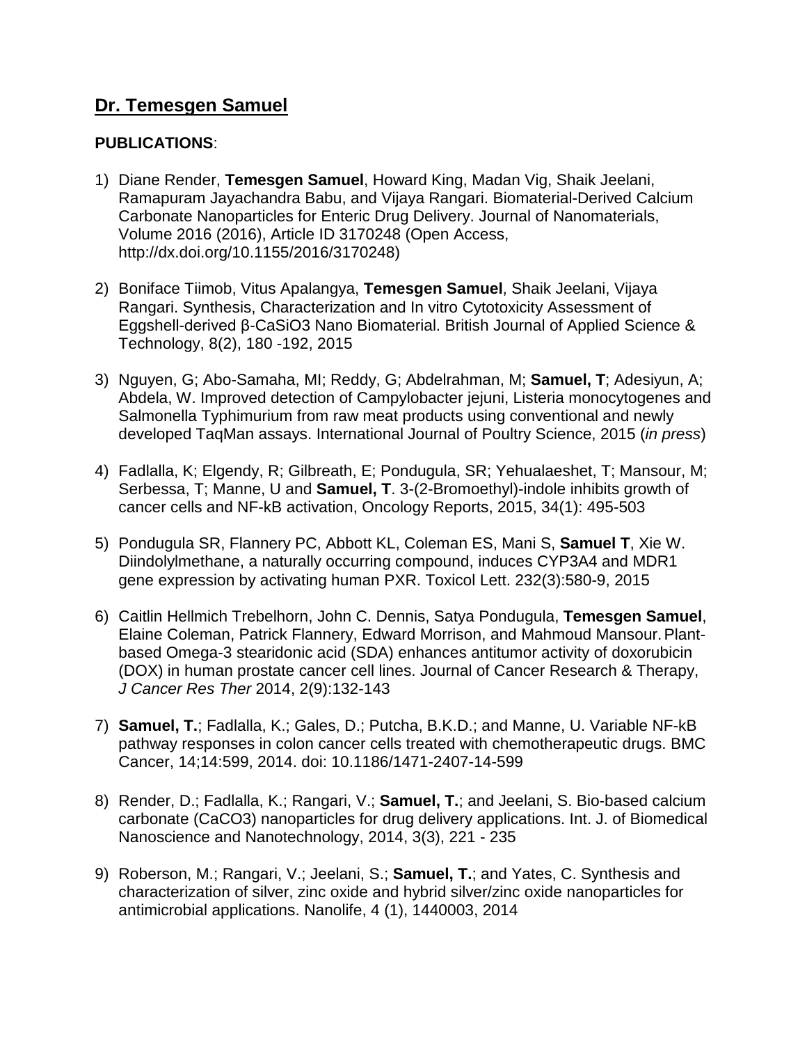# Dr. Temesgen Samuel

**PUBLICATIONS**:

1) Diane Render, **Temesgen Samuel**, Howard King, Madan Vig, Shaik Jeelani, Ramapuram Jayachandra Babu, and Vijaya Rangari. Biomaterial-Derived Calcium Carbonate Nanoparticles for Enteric Drug Delivery. Journal of Nanomaterials, Volume 2016 (2016), Article ID 3170248 (Open Access, http://dx.doi.org/10.1155/2016/3170248)

2) Boniface Tiimob, Vitus Apalangya, **Temesgen Samuel**, Shaik Jeelani, Vijaya Rangari. Synthesis, Characterization and In vitro Cytotoxicity Assessment of Eggshell-derived β-$CaSiO_3$ Nano Biomaterial. British Journal of Applied Science & Technology, 8(2), 180 -192, 2015

3) Nguyen, G; Abo-Samaha, MI; Reddy, G; Abdelrahman, M; **Samuel, T**; Adesiyun, A; Abdela, W. Improved detection of Campylobacter jejuni, Listeria monocytogenes and Salmonella Typhimurium from raw meat products using conventional and newly developed TaqMan assays. International Journal of Poultry Science, 2015 (*in press*)

4) Fadlalla, K; Elgendy, R; Gilbreath, E; Pondugula, SR; Yehualaeshet, T; Mansour, M; Serbessa, T; Manne, U and **Samuel, T**. 3-(2-Bromoethyl)-indole inhibits growth of cancer cells and NF-kB activation, Oncology Reports, 2015, 34(1): 495-503

5) Pondugula SR, Flannery PC, Abbott KL, Coleman ES, Mani S, **Samuel T**, Xie W. Diindolylmethane, a naturally occurring compound, induces CYP3A4 and MDR1 gene expression by activating human PXR. Toxicol Lett. 232(3):580-9, 2015

6) Caitlin Hellmich Trebelhorn, John C. Dennis, Satya Pondugula, **Temesgen Samuel**, Elaine Coleman, Patrick Flannery, Edward Morrison, and Mahmoud Mansour. Plant-based Omega-3 stearidonic acid (SDA) enhances antitumor activity of doxorubicin (DOX) in human prostate cancer cell lines. Journal of Cancer Research & Therapy, *J Cancer Res Ther* 2014, 2(9):132-143

7) **Samuel, T.**; Fadlalla, K.; Gales, D.; Putcha, B.K.D.; and Manne, U. Variable NF-kB pathway responses in colon cancer cells treated with chemotherapeutic drugs. BMC Cancer, 14;14:599, 2014. doi: 10.1186/1471-2407-14-599

8) Render, D.; Fadlalla, K.; Rangari, V.; **Samuel, T.**; and Jeelani, S. Bio-based calcium carbonate ($CaCO_3$) nanoparticles for drug delivery applications. Int. J. of Biomedical Nanoscience and Nanotechnology, 2014, 3(3), 221 - 235

9) Roberson, M.; Rangari, V.; Jeelani, S.; **Samuel, T.**; and Yates, C. Synthesis and characterization of silver, zinc oxide and hybrid silver/zinc oxide nanoparticles for antimicrobial applications. Nanolife, 4 (1), 1440003, 2014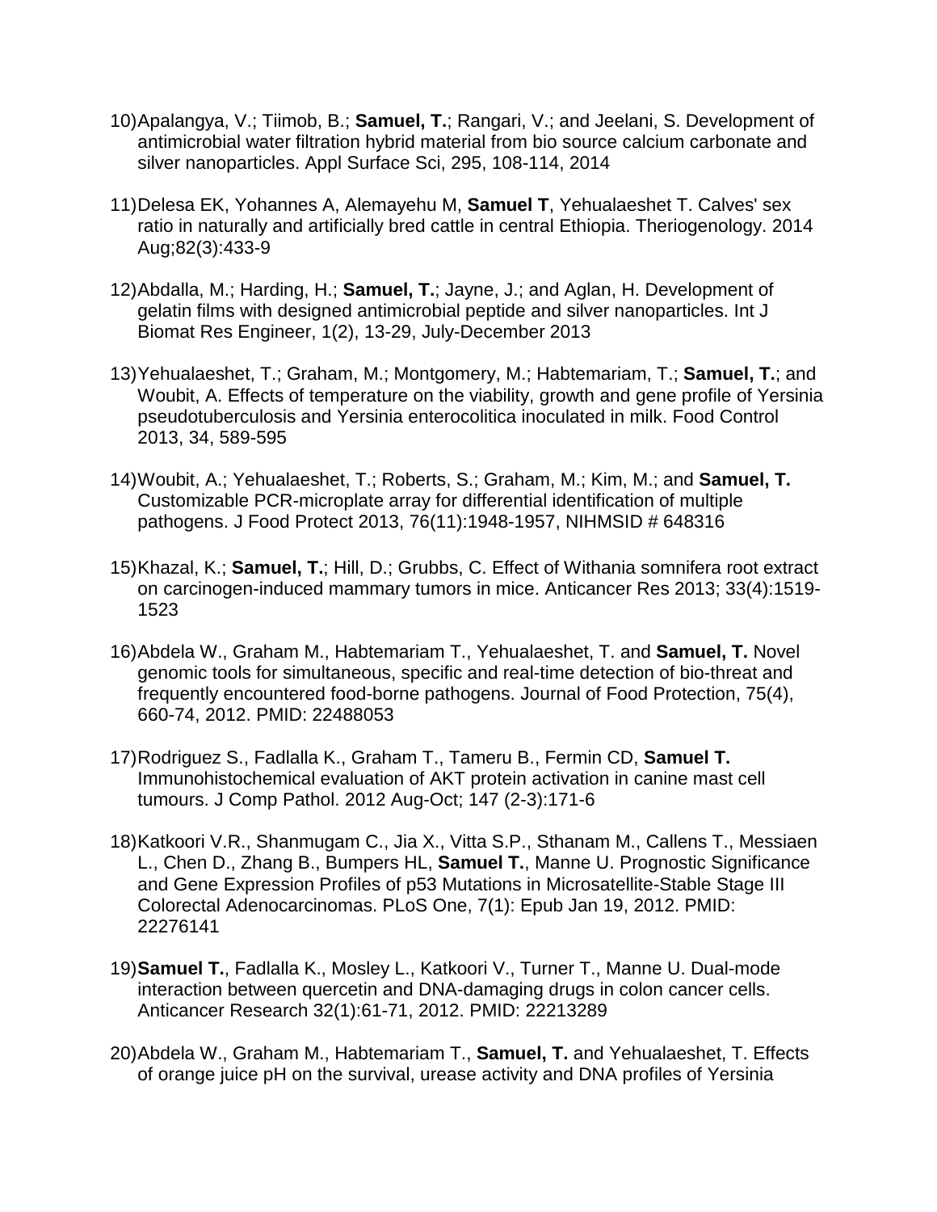10) Apalangya, V.; Tiimob, B.; **Samuel, T.**; Rangari, V.; and Jeelani, S. Development of antimicrobial water filtration hybrid material from bio source calcium carbonate and silver nanoparticles. Appl Surface Sci, 295, 108-114, 2014

11) Delesa EK, Yohannes A, Alemayehu M, **Samuel T**, Yehualaeshet T. Calves' sex ratio in naturally and artificially bred cattle in central Ethiopia. Theriogenology. 2014 Aug;82(3):433-9

12) Abdalla, M.; Harding, H.; **Samuel, T.**; Jayne, J.; and Aglan, H. Development of gelatin films with designed antimicrobial peptide and silver nanoparticles. Int J Biomat Res Engineer, 1(2), 13-29, July-December 2013

13) Yehualaeshet, T.; Graham, M.; Montgomery, M.; Habtemariam, T.; **Samuel, T.**; and Woubit, A. Effects of temperature on the viability, growth and gene profile of Yersinia pseudotuberculosis and Yersinia enterocolitica inoculated in milk. Food Control 2013, 34, 589-595

14) Woubit, A.; Yehualaeshet, T.; Roberts, S.; Graham, M.; Kim, M.; and **Samuel, T.** Customizable PCR-microplate array for differential identification of multiple pathogens. J Food Protect 2013, 76(11):1948-1957, NIHMSID # 648316

15) Khazal, K.; **Samuel, T.**; Hill, D.; Grubbs, C. Effect of Withania somnifera root extract on carcinogen-induced mammary tumors in mice. Anticancer Res 2013; 33(4):1519-1523

16) Abdela W., Graham M., Habtemariam T., Yehualaeshet, T. and **Samuel, T.** Novel genomic tools for simultaneous, specific and real-time detection of bio-threat and frequently encountered food-borne pathogens. Journal of Food Protection, 75(4), 660-74, 2012. PMID: 22488053

17) Rodriguez S., Fadlalla K., Graham T., Tameru B., Fermin CD, **Samuel T.** Immunohistochemical evaluation of AKT protein activation in canine mast cell tumours. J Comp Pathol. 2012 Aug-Oct; 147 (2-3):171-6

18) Katkoori V.R., Shanmugam C., Jia X., Vitta S.P., Sthanam M., Callens T., Messiaen L., Chen D., Zhang B., Bumpers HL, **Samuel T.**, Manne U. Prognostic Significance and Gene Expression Profiles of p53 Mutations in Microsatellite-Stable Stage III Colorectal Adenocarcinomas. PLoS One, 7(1): Epub Jan 19, 2012. PMID: 22276141

19) **Samuel T.**, Fadlalla K., Mosley L., Katkoori V., Turner T., Manne U. Dual-mode interaction between quercetin and DNA-damaging drugs in colon cancer cells. Anticancer Research 32(1):61-71, 2012. PMID: 22213289

20) Abdela W., Graham M., Habtemariam T., **Samuel, T.** and Yehualaeshet, T. Effects of orange juice pH on the survival, urease activity and DNA profiles of Yersinia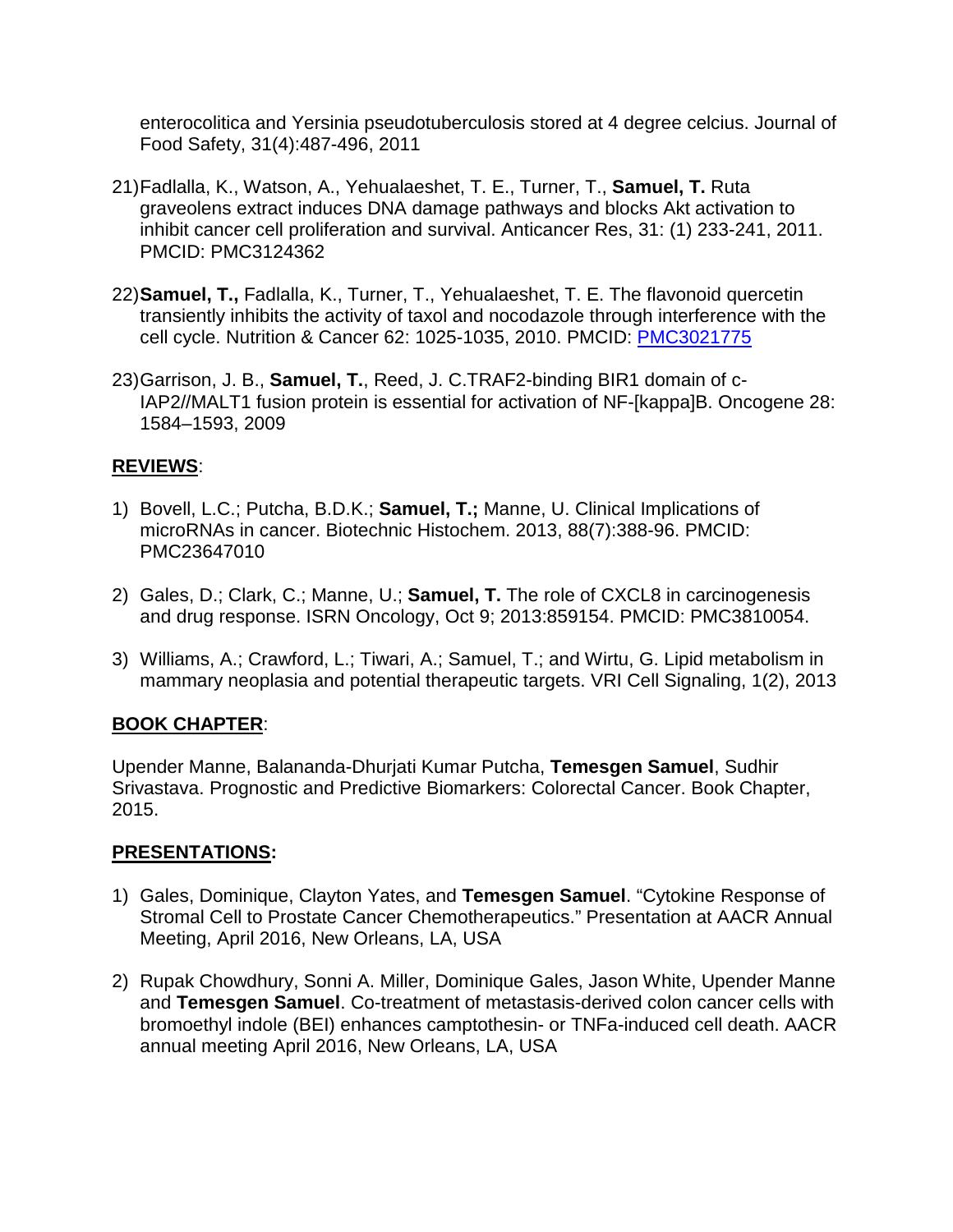enterocolitica and Yersinia pseudotuberculosis stored at 4 degree celcius. Journal of Food Safety, 31(4):487-496, 2011

21) Fadlalla, K., Watson, A., Yehualaeshet, T. E., Turner, T., **Samuel, T.** Ruta graveolens extract induces DNA damage pathways and blocks Akt activation to inhibit cancer cell proliferation and survival. Anticancer Res, 31: (1) 233-241, 2011. PMCID: PMC3124362

22) **Samuel, T.,** Fadlalla, K., Turner, T., Yehualaeshet, T. E. The flavonoid quercetin transiently inhibits the activity of taxol and nocodazole through interference with the cell cycle. Nutrition & Cancer 62: 1025-1035, 2010. PMCID: PMC3021775

23) Garrison, J. B., **Samuel, T.**, Reed, J. C.TRAF2-binding BIR1 domain of c-IAP2//MALT1 fusion protein is essential for activation of NF-[kappa]B. Oncogene 28: 1584–1593, 2009

## REVIEWS:

1) Bovell, L.C.; Putcha, B.D.K.; **Samuel, T.;** Manne, U. Clinical Implications of microRNAs in cancer. Biotechnic Histochem. 2013, 88(7):388-96. PMCID: PMC23647010

2) Gales, D.; Clark, C.; Manne, U.; **Samuel, T.** The role of CXCL8 in carcinogenesis and drug response. ISRN Oncology, Oct 9; 2013:859154. PMCID: PMC3810054.

3) Williams, A.; Crawford, L.; Tiwari, A.; Samuel, T.; and Wirtu, G. Lipid metabolism in mammary neoplasia and potential therapeutic targets. VRI Cell Signaling, 1(2), 2013

## BOOK CHAPTER:

Upender Manne, Balananda-Dhurjati Kumar Putcha, **Temesgen Samuel**, Sudhir Srivastava. Prognostic and Predictive Biomarkers: Colorectal Cancer. Book Chapter, 2015.

## PRESENTATIONS:

1) Gales, Dominique, Clayton Yates, and **Temesgen Samuel**. "Cytokine Response of Stromal Cell to Prostate Cancer Chemotherapeutics." Presentation at AACR Annual Meeting, April 2016, New Orleans, LA, USA

2) Rupak Chowdhury, Sonni A. Miller, Dominique Gales, Jason White, Upender Manne and **Temesgen Samuel**. Co-treatment of metastasis-derived colon cancer cells with bromoethyl indole (BEI) enhances camptothesin- or TNFa-induced cell death. AACR annual meeting April 2016, New Orleans, LA, USA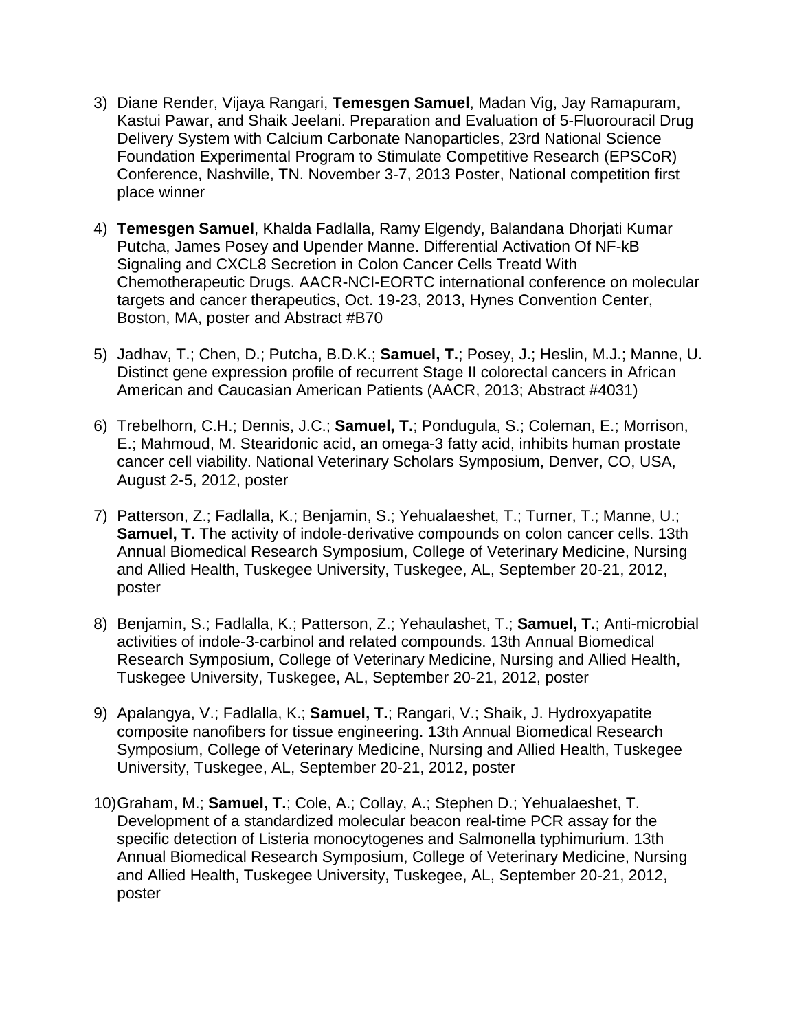3) Diane Render, Vijaya Rangari, **Temesgen Samuel**, Madan Vig, Jay Ramapuram, Kastui Pawar, and Shaik Jeelani. Preparation and Evaluation of 5-Fluorouracil Drug Delivery System with Calcium Carbonate Nanoparticles, 23rd National Science Foundation Experimental Program to Stimulate Competitive Research (EPSCoR) Conference, Nashville, TN. November 3-7, 2013 Poster, National competition first place winner

4) **Temesgen Samuel**, Khalda Fadlalla, Ramy Elgendy, Balandana Dhorjati Kumar Putcha, James Posey and Upender Manne. Differential Activation Of NF-kB Signaling and CXCL8 Secretion in Colon Cancer Cells Treatd With Chemotherapeutic Drugs. AACR-NCI-EORTC international conference on molecular targets and cancer therapeutics, Oct. 19-23, 2013, Hynes Convention Center, Boston, MA, poster and Abstract #B70

5) Jadhav, T.; Chen, D.; Putcha, B.D.K.; **Samuel, T.**; Posey, J.; Heslin, M.J.; Manne, U. Distinct gene expression profile of recurrent Stage II colorectal cancers in African American and Caucasian American Patients (AACR, 2013; Abstract #4031)

6) Trebelhorn, C.H.; Dennis, J.C.; **Samuel, T.**; Pondugula, S.; Coleman, E.; Morrison, E.; Mahmoud, M. Stearidonic acid, an omega-3 fatty acid, inhibits human prostate cancer cell viability. National Veterinary Scholars Symposium, Denver, CO, USA, August 2-5, 2012, poster

7) Patterson, Z.; Fadlalla, K.; Benjamin, S.; Yehualaeshet, T.; Turner, T.; Manne, U.; **Samuel, T.** The activity of indole-derivative compounds on colon cancer cells. 13th Annual Biomedical Research Symposium, College of Veterinary Medicine, Nursing and Allied Health, Tuskegee University, Tuskegee, AL, September 20-21, 2012, poster

8) Benjamin, S.; Fadlalla, K.; Patterson, Z.; Yehaulashet, T.; **Samuel, T.**; Anti-microbial activities of indole-3-carbinol and related compounds. 13th Annual Biomedical Research Symposium, College of Veterinary Medicine, Nursing and Allied Health, Tuskegee University, Tuskegee, AL, September 20-21, 2012, poster

9) Apalangya, V.; Fadlalla, K.; **Samuel, T.**; Rangari, V.; Shaik, J. Hydroxyapatite composite nanofibers for tissue engineering. 13th Annual Biomedical Research Symposium, College of Veterinary Medicine, Nursing and Allied Health, Tuskegee University, Tuskegee, AL, September 20-21, 2012, poster

10) Graham, M.; **Samuel, T.**; Cole, A.; Collay, A.; Stephen D.; Yehualaeshet, T. Development of a standardized molecular beacon real-time PCR assay for the specific detection of Listeria monocytogenes and Salmonella typhimurium. 13th Annual Biomedical Research Symposium, College of Veterinary Medicine, Nursing and Allied Health, Tuskegee University, Tuskegee, AL, September 20-21, 2012, poster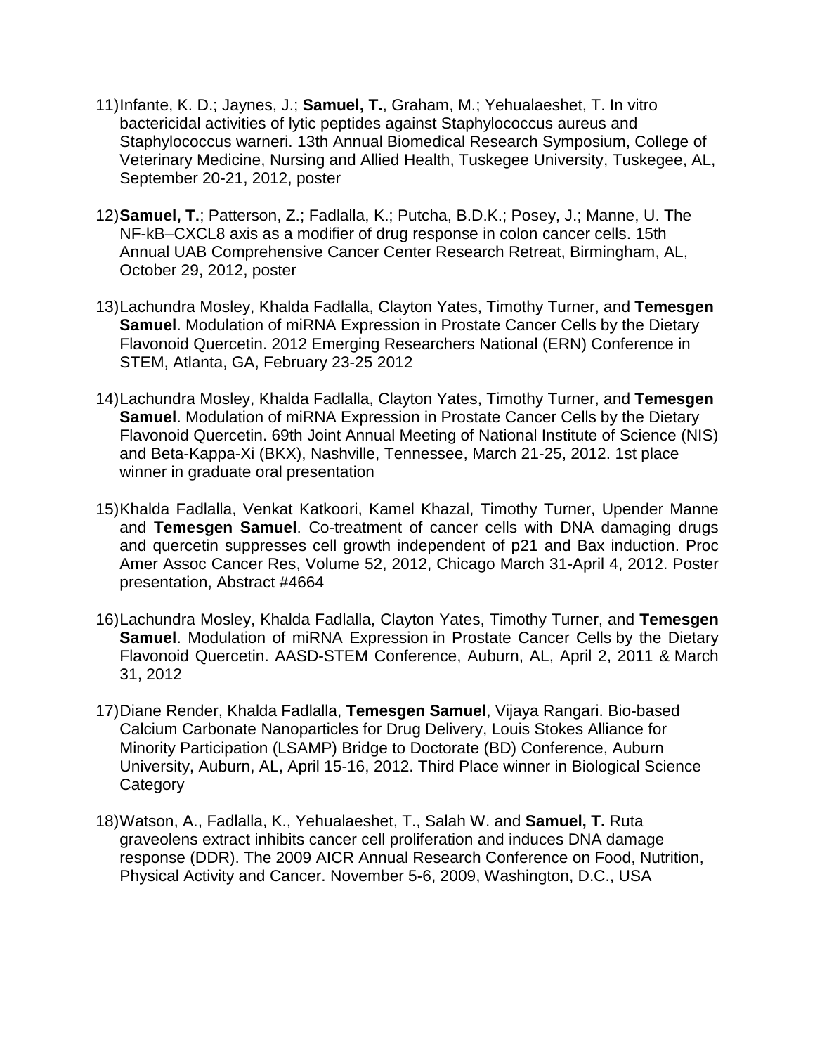11) Infante, K. D.; Jaynes, J.; **Samuel, T.**, Graham, M.; Yehualaeshet, T. In vitro bactericidal activities of lytic peptides against Staphylococcus aureus and Staphylococcus warneri. 13th Annual Biomedical Research Symposium, College of Veterinary Medicine, Nursing and Allied Health, Tuskegee University, Tuskegee, AL, September 20-21, 2012, poster

12) **Samuel, T.**; Patterson, Z.; Fadlalla, K.; Putcha, B.D.K.; Posey, J.; Manne, U. The NF-kB–CXCL8 axis as a modifier of drug response in colon cancer cells. 15th Annual UAB Comprehensive Cancer Center Research Retreat, Birmingham, AL, October 29, 2012, poster

13) Lachundra Mosley, Khalda Fadlalla, Clayton Yates, Timothy Turner, and **Temesgen Samuel**. Modulation of miRNA Expression in Prostate Cancer Cells by the Dietary Flavonoid Quercetin. 2012 Emerging Researchers National (ERN) Conference in STEM, Atlanta, GA, February 23-25 2012

14) Lachundra Mosley, Khalda Fadlalla, Clayton Yates, Timothy Turner, and **Temesgen Samuel**. Modulation of miRNA Expression in Prostate Cancer Cells by the Dietary Flavonoid Quercetin. 69th Joint Annual Meeting of National Institute of Science (NIS) and Beta-Kappa-Xi (BKX), Nashville, Tennessee, March 21-25, 2012. 1st place winner in graduate oral presentation

15) Khalda Fadlalla, Venkat Katkoori, Kamel Khazal, Timothy Turner, Upender Manne and **Temesgen Samuel**. Co-treatment of cancer cells with DNA damaging drugs and quercetin suppresses cell growth independent of p21 and Bax induction. Proc Amer Assoc Cancer Res, Volume 52, 2012, Chicago March 31-April 4, 2012. Poster presentation, Abstract #4664

16) Lachundra Mosley, Khalda Fadlalla, Clayton Yates, Timothy Turner, and **Temesgen Samuel**. Modulation of miRNA Expression in Prostate Cancer Cells by the Dietary Flavonoid Quercetin. AASD-STEM Conference, Auburn, AL, April 2, 2011 & March 31, 2012

17) Diane Render, Khalda Fadlalla, **Temesgen Samuel**, Vijaya Rangari. Bio-based Calcium Carbonate Nanoparticles for Drug Delivery, Louis Stokes Alliance for Minority Participation (LSAMP) Bridge to Doctorate (BD) Conference, Auburn University, Auburn, AL, April 15-16, 2012. Third Place winner in Biological Science Category

18) Watson, A., Fadlalla, K., Yehualaeshet, T., Salah W. and **Samuel, T.** Ruta graveolens extract inhibits cancer cell proliferation and induces DNA damage response (DDR). The 2009 AICR Annual Research Conference on Food, Nutrition, Physical Activity and Cancer. November 5-6, 2009, Washington, D.C., USA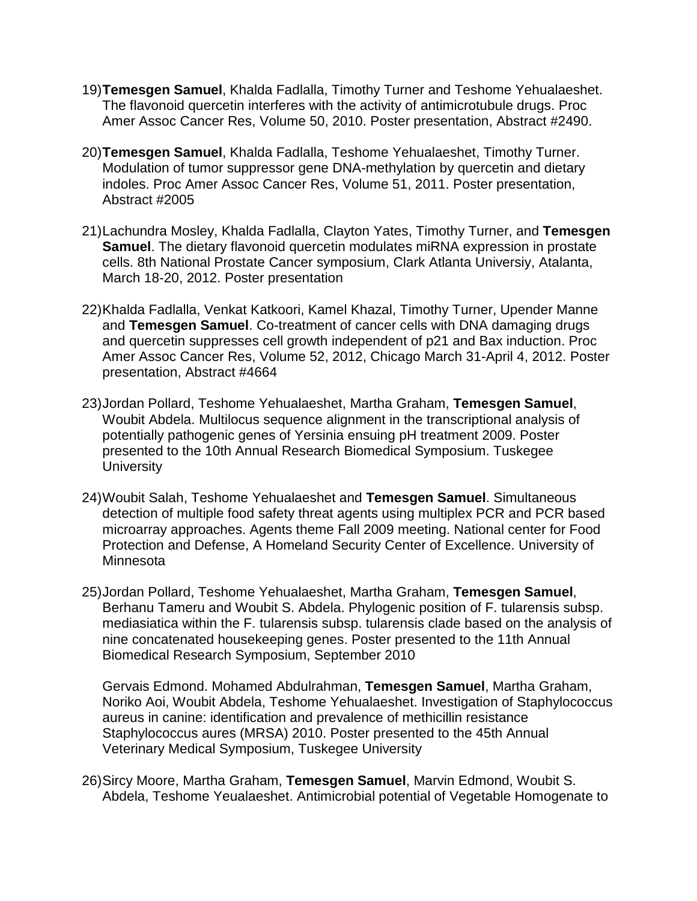19) **Temesgen Samuel**, Khalda Fadlalla, Timothy Turner and Teshome Yehualaeshet. The flavonoid quercetin interferes with the activity of antimicrotubule drugs. Proc Amer Assoc Cancer Res, Volume 50, 2010. Poster presentation, Abstract #2490.

20) **Temesgen Samuel**, Khalda Fadlalla, Teshome Yehualaeshet, Timothy Turner. Modulation of tumor suppressor gene DNA-methylation by quercetin and dietary indoles. Proc Amer Assoc Cancer Res, Volume 51, 2011. Poster presentation, Abstract #2005

21) Lachundra Mosley, Khalda Fadlalla, Clayton Yates, Timothy Turner, and **Temesgen Samuel**. The dietary flavonoid quercetin modulates miRNA expression in prostate cells. 8th National Prostate Cancer symposium, Clark Atlanta Universiy, Atalanta, March 18-20, 2012. Poster presentation

22) Khalda Fadlalla, Venkat Katkoori, Kamel Khazal, Timothy Turner, Upender Manne and **Temesgen Samuel**. Co-treatment of cancer cells with DNA damaging drugs and quercetin suppresses cell growth independent of p21 and Bax induction. Proc Amer Assoc Cancer Res, Volume 52, 2012, Chicago March 31-April 4, 2012. Poster presentation, Abstract #4664

23) Jordan Pollard, Teshome Yehualaeshet, Martha Graham, **Temesgen Samuel**, Woubit Abdela. Multilocus sequence alignment in the transcriptional analysis of potentially pathogenic genes of Yersinia ensuing pH treatment 2009. Poster presented to the 10th Annual Research Biomedical Symposium. Tuskegee University

24) Woubit Salah, Teshome Yehualaeshet and **Temesgen Samuel**. Simultaneous detection of multiple food safety threat agents using multiplex PCR and PCR based microarray approaches. Agents theme Fall 2009 meeting. National center for Food Protection and Defense, A Homeland Security Center of Excellence. University of Minnesota

25) Jordan Pollard, Teshome Yehualaeshet, Martha Graham, **Temesgen Samuel**, Berhanu Tameru and Woubit S. Abdela. Phylogenic position of F. tularensis subsp. mediasiatica within the F. tularensis subsp. tularensis clade based on the analysis of nine concatenated housekeeping genes. Poster presented to the 11th Annual Biomedical Research Symposium, September 2010

    Gervais Edmond. Mohamed Abdulrahman, **Temesgen Samuel**, Martha Graham, Noriko Aoi, Woubit Abdela, Teshome Yehualaeshet. Investigation of Staphylococcus aureus in canine: identification and prevalence of methicillin resistance Staphylococcus aures (MRSA) 2010. Poster presented to the 45th Annual Veterinary Medical Symposium, Tuskegee University

26) Sircy Moore, Martha Graham, **Temesgen Samuel**, Marvin Edmond, Woubit S. Abdela, Teshome Yeualaeshet. Antimicrobial potential of Vegetable Homogenate to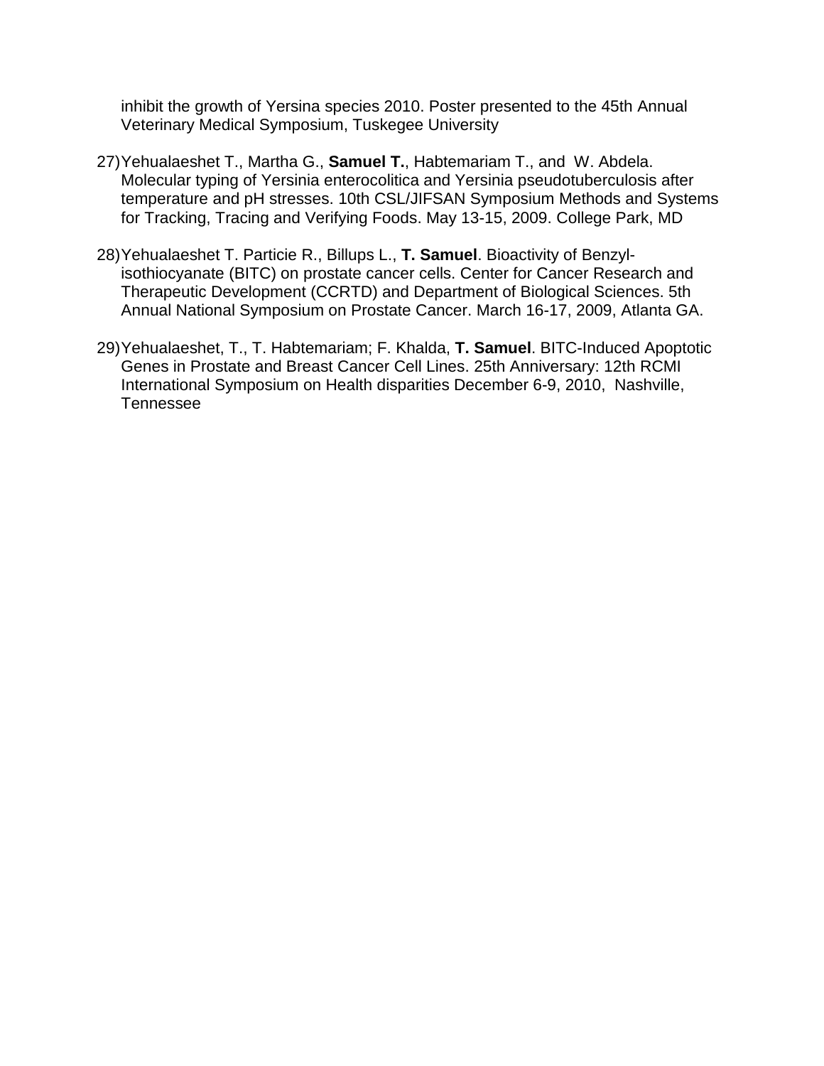inhibit the growth of Yersina species 2010. Poster presented to the 45th Annual Veterinary Medical Symposium, Tuskegee University

27) Yehualaeshet T., Martha G., **Samuel T.**, Habtemariam T., and W. Abdela. Molecular typing of Yersinia enterocolitica and Yersinia pseudotuberculosis after temperature and pH stresses. 10th CSL/JIFSAN Symposium Methods and Systems for Tracking, Tracing and Verifying Foods. May 13-15, 2009. College Park, MD

28) Yehualaeshet T. Particie R., Billups L., **T. Samuel**. Bioactivity of Benzyl-isothiocyanate (BITC) on prostate cancer cells. Center for Cancer Research and Therapeutic Development (CCRTD) and Department of Biological Sciences. 5th Annual National Symposium on Prostate Cancer. March 16-17, 2009, Atlanta GA.

29) Yehualaeshet, T., T. Habtemariam; F. Khalda, **T. Samuel**. BITC-Induced Apoptotic Genes in Prostate and Breast Cancer Cell Lines. 25th Anniversary: 12th RCMI International Symposium on Health disparities December 6-9, 2010, Nashville, Tennessee